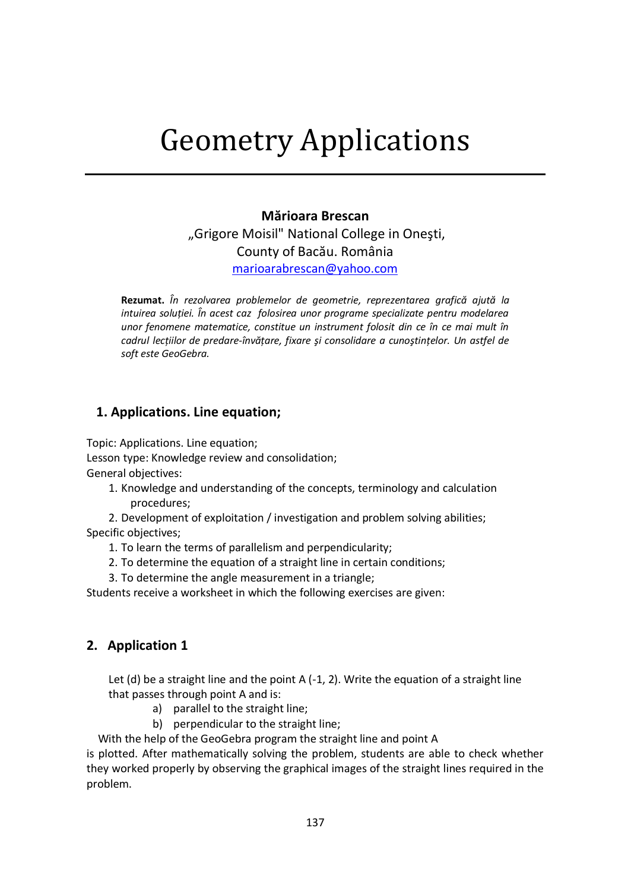# Geometry Applications

**Mărioara Brescan**

„Grigore Moisil" National College in Oneşti,
County of Bacău. România
marioarabrescan@yahoo.com

**Rezumat.** *În rezolvarea problemelor de geometrie, reprezentarea grafică ajută la intuirea soluției. În acest caz folosirea unor programe specializate pentru modelarea unor fenomene matematice, constitue un instrument folosit din ce în ce mai mult în cadrul lecțiilor de predare-învățare, fixare şi consolidare a cunoştințelor. Un astfel de soft este GeoGebra.*

## 1. Applications. Line equation;

Topic: Applications. Line equation;
Lesson type: Knowledge review and consolidation;
General objectives:

1. Knowledge and understanding of the concepts, terminology and calculation procedures;
2. Development of exploitation / investigation and problem solving abilities;

Specific objectives;

1. To learn the terms of parallelism and perpendicularity;
2. To determine the equation of a straight line in certain conditions;
3. To determine the angle measurement in a triangle;

Students receive a worksheet in which the following exercises are given:

## 2. Application 1

Let (d) be a straight line and the point A (-1, 2). Write the equation of a straight line that passes through point A and is:

a) parallel to the straight line;
b) perpendicular to the straight line;

With the help of the GeoGebra program the straight line and point A is plotted. After mathematically solving the problem, students are able to check whether they worked properly by observing the graphical images of the straight lines required in the problem.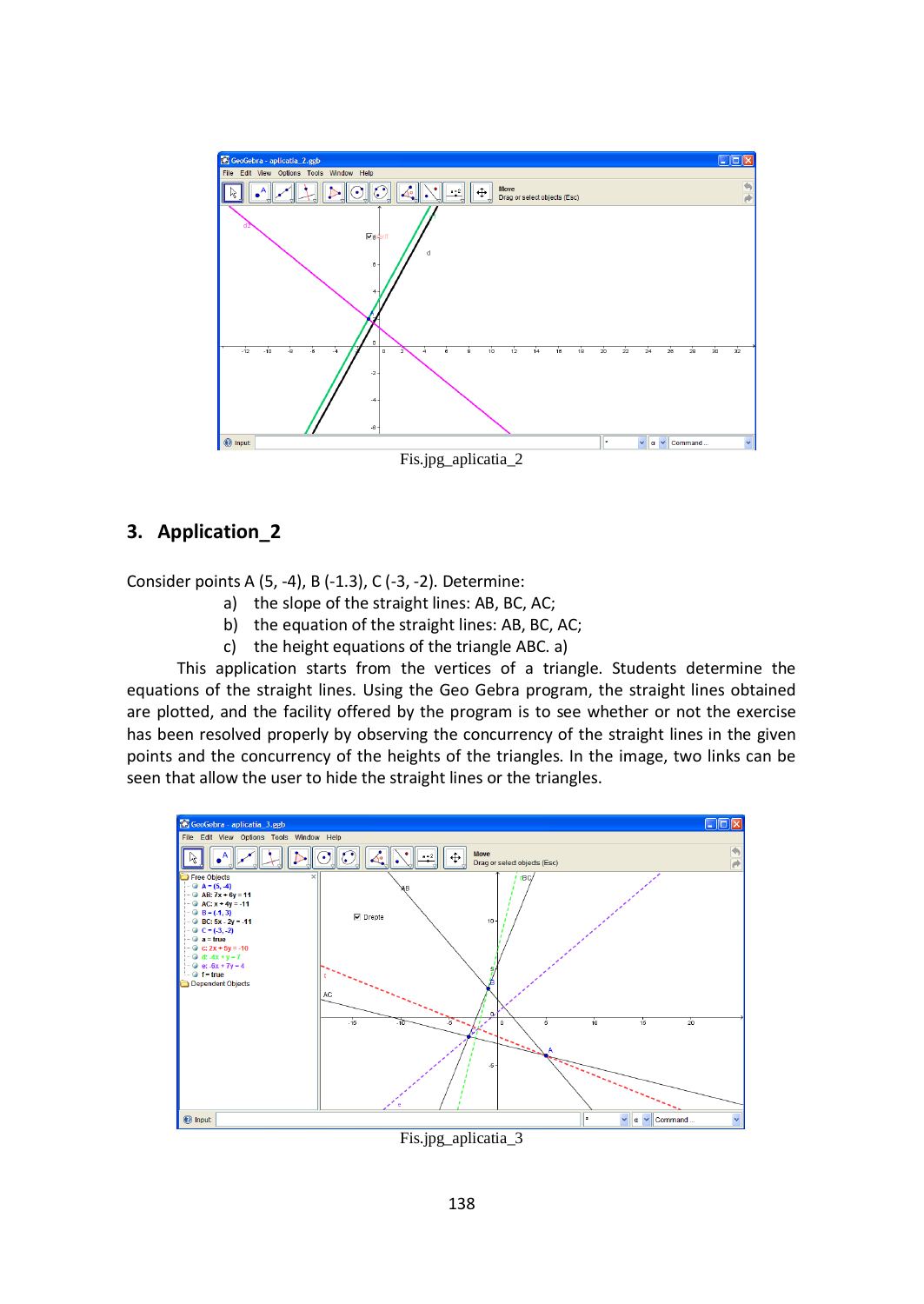Fis.jpg_aplicatia_2

## 3. Application_2

Consider points A (5, -4), B (-1.3), C (-3, -2). Determine:

a) the slope of the straight lines: AB, BC, AC;

b) the equation of the straight lines: AB, BC, AC;

c) the height equations of the triangle ABC. a)

This application starts from the vertices of a triangle. Students determine the equations of the straight lines. Using the Geo Gebra program, the straight lines obtained are plotted, and the facility offered by the program is to see whether or not the exercise has been resolved properly by observing the concurrency of the straight lines in the given points and the concurrency of the heights of the triangles. In the image, two links can be seen that allow the user to hide the straight lines or the triangles.

Fis.jpg_aplicatia_3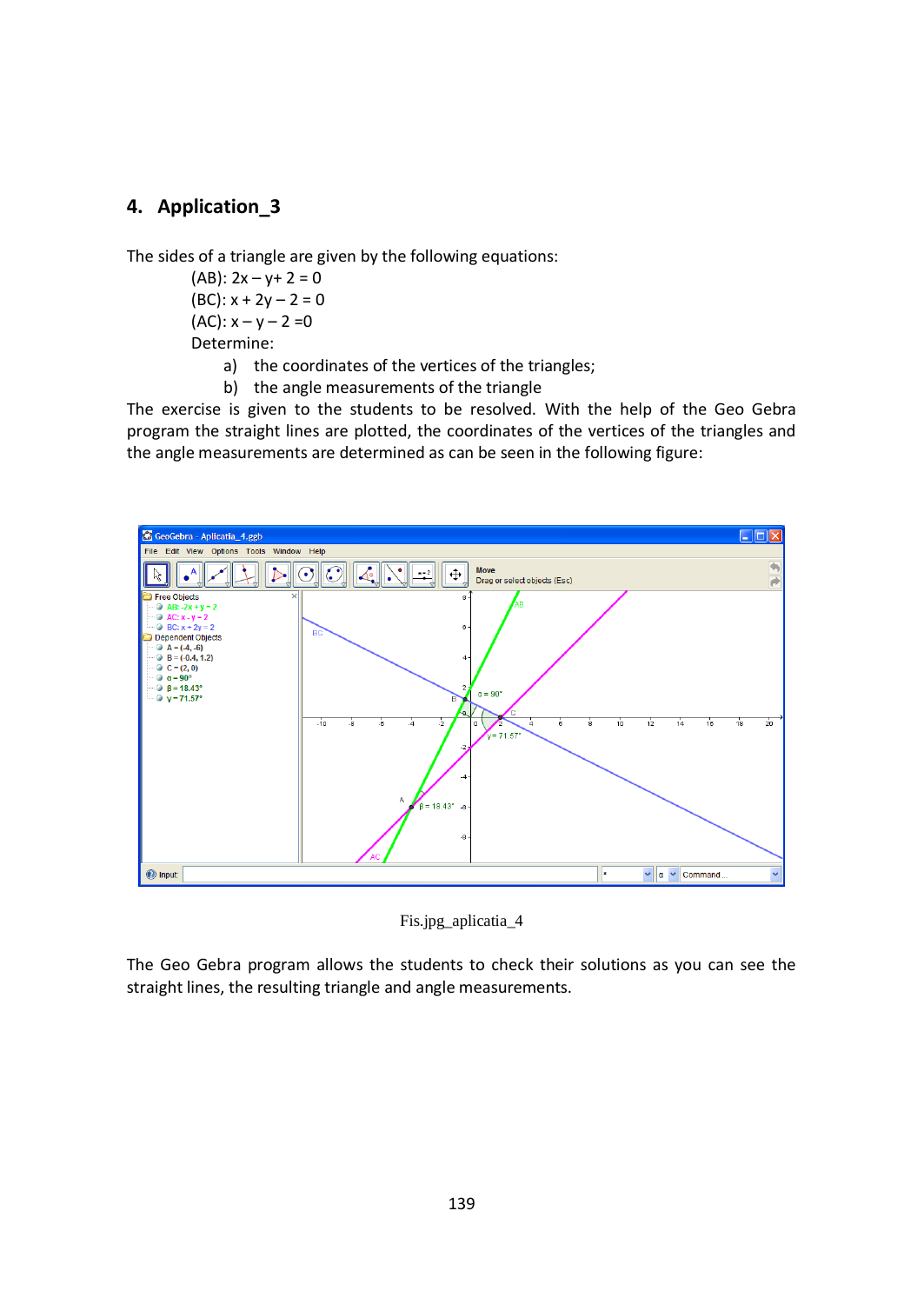## 4. Application_3

The sides of a triangle are given by the following equations:

(AB): $2x - y + 2 = 0$

(BC): $x + 2y - 2 = 0$

(AC): $x - y - 2 = 0$

Determine:

a) the coordinates of the vertices of the triangles;

b) the angle measurements of the triangle

The exercise is given to the students to be resolved. With the help of the Geo Gebra program the straight lines are plotted, the coordinates of the vertices of the triangles and the angle measurements are determined as can be seen in the following figure:

Fis.jpg_aplicatia_4

The Geo Gebra program allows the students to check their solutions as you can see the straight lines, the resulting triangle and angle measurements.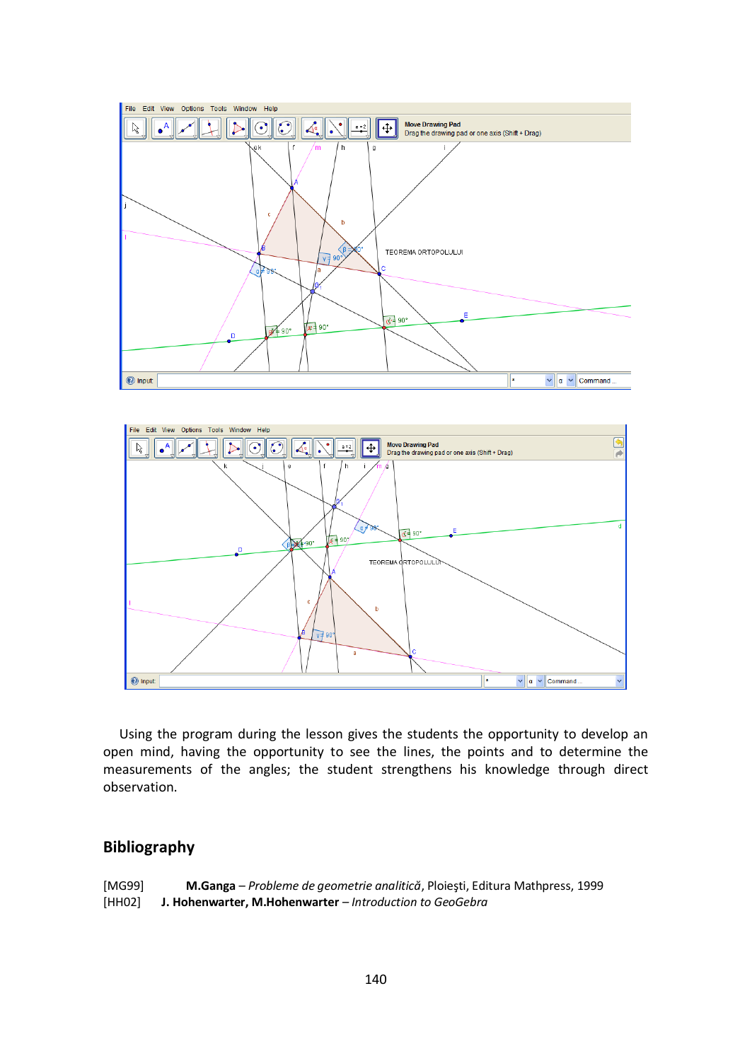Using the program during the lesson gives the students the opportunity to develop an open mind, having the opportunity to see the lines, the points and to determine the measurements of the angles; the student strengthens his knowledge through direct observation.

## Bibliography

[MG99] **M.Ganga** – *Probleme de geometrie analitică*, Ploieşti, Editura Mathpress, 1999

[HH02] **J. Hohenwarter, M.Hohenwarter** – *Introduction to GeoGebra*